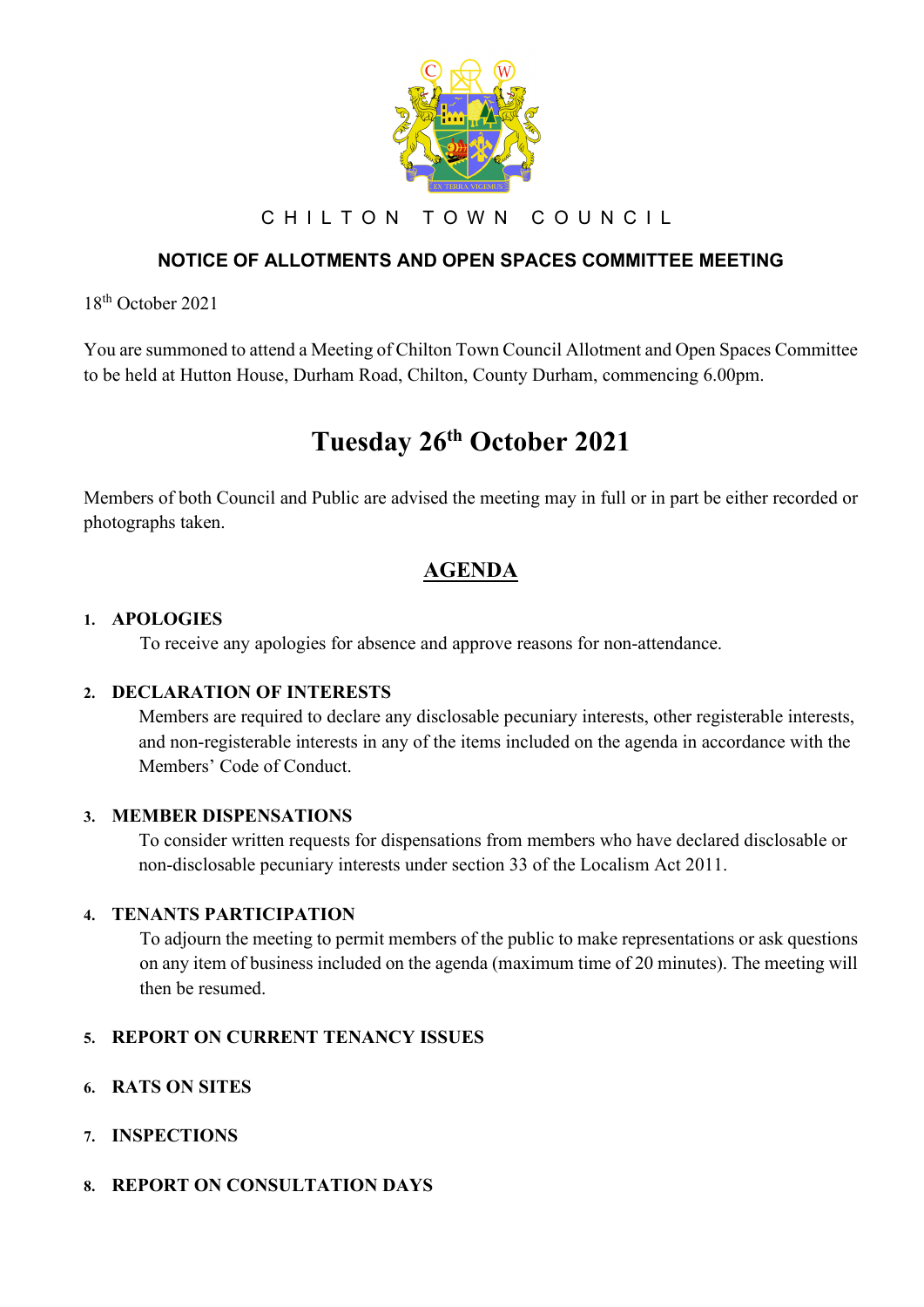CHILTON TOWN COUNCIL

## NOTICE OF ALLOTMENTS AND OPEN SPACES COMMITTEE MEETING

18th October 2021

You are summoned to attend a Meeting of Chilton Town Council Allotment and Open Spaces Committee to be held at Hutton House, Durham Road, Chilton, County Durham, commencing 6.00pm.

# Tuesday 26th October 2021

Members of both Council and Public are advised the meeting may in full or in part be either recorded or photographs taken.

## AGENDA

1. **APOLOGIES**
   To receive any apologies for absence and approve reasons for non-attendance.

2. **DECLARATION OF INTERESTS**
   Members are required to declare any disclosable pecuniary interests, other registerable interests, and non-registerable interests in any of the items included on the agenda in accordance with the Members' Code of Conduct.

3. **MEMBER DISPENSATIONS**
   To consider written requests for dispensations from members who have declared disclosable or non-disclosable pecuniary interests under section 33 of the Localism Act 2011.

4. **TENANTS PARTICIPATION**
   To adjourn the meeting to permit members of the public to make representations or ask questions on any item of business included on the agenda (maximum time of 20 minutes). The meeting will then be resumed.

5. **REPORT ON CURRENT TENANCY ISSUES**

6. **RATS ON SITES**

7. **INSPECTIONS**

8. **REPORT ON CONSULTATION DAYS**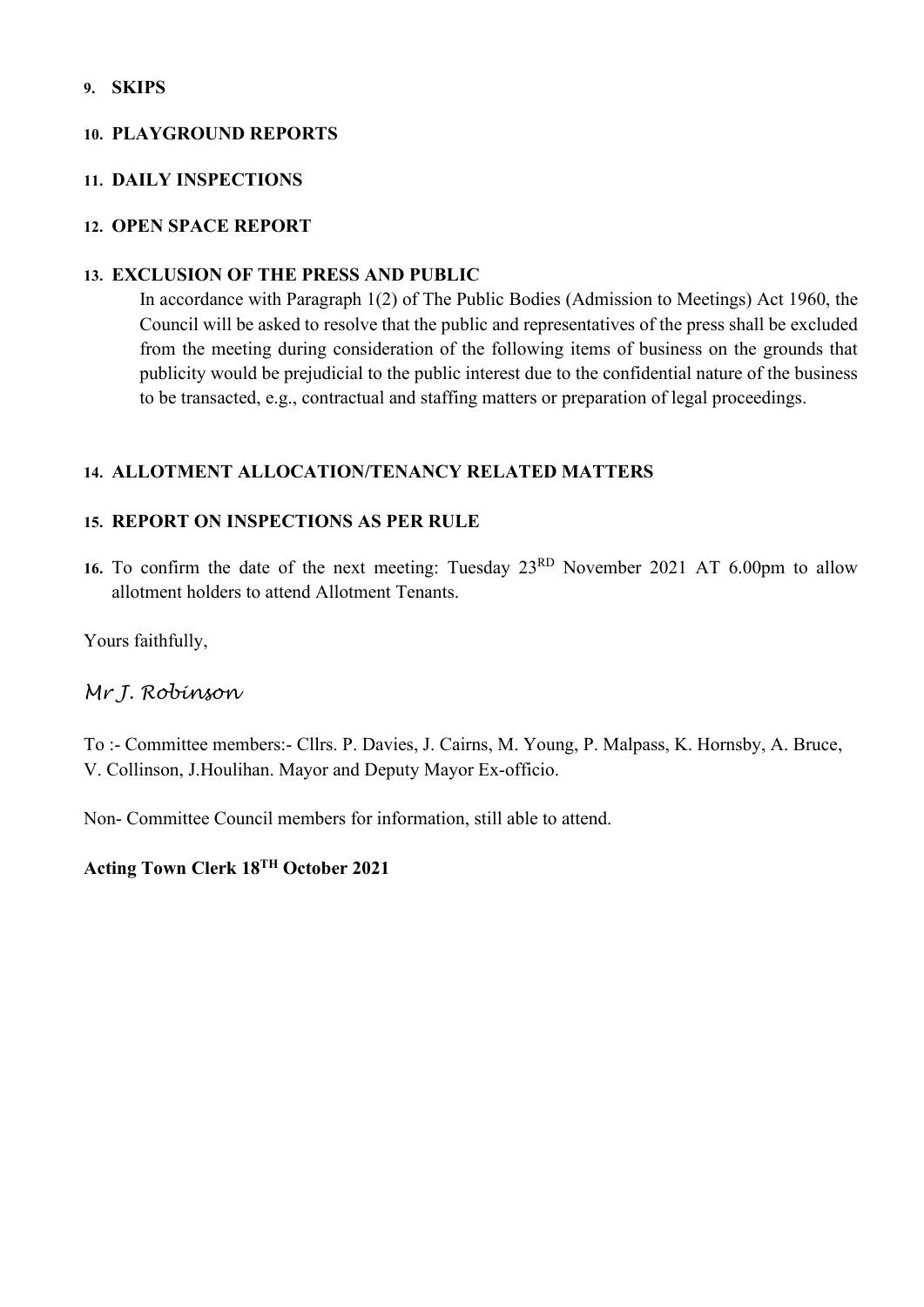9. **SKIPS**

10. **PLAYGROUND REPORTS**

11. **DAILY INSPECTIONS**

12. **OPEN SPACE REPORT**

13. **EXCLUSION OF THE PRESS AND PUBLIC**

    In accordance with Paragraph 1(2) of The Public Bodies (Admission to Meetings) Act 1960, the Council will be asked to resolve that the public and representatives of the press shall be excluded from the meeting during consideration of the following items of business on the grounds that publicity would be prejudicial to the public interest due to the confidential nature of the business to be transacted, e.g., contractual and staffing matters or preparation of legal proceedings.

14. **ALLOTMENT ALLOCATION/TENANCY RELATED MATTERS**

15. **REPORT ON INSPECTIONS AS PER RULE**

16. To confirm the date of the next meeting: Tuesday 23RD November 2021 AT 6.00pm to allow allotment holders to attend Allotment Tenants.

Yours faithfully,

*Mr J. Robinson*

To :- Committee members:- Cllrs. P. Davies, J. Cairns, M. Young, P. Malpass, K. Hornsby, A. Bruce, V. Collinson, J.Houlihan. Mayor and Deputy Mayor Ex-officio.

Non- Committee Council members for information, still able to attend.

**Acting Town Clerk 18TH October 2021**